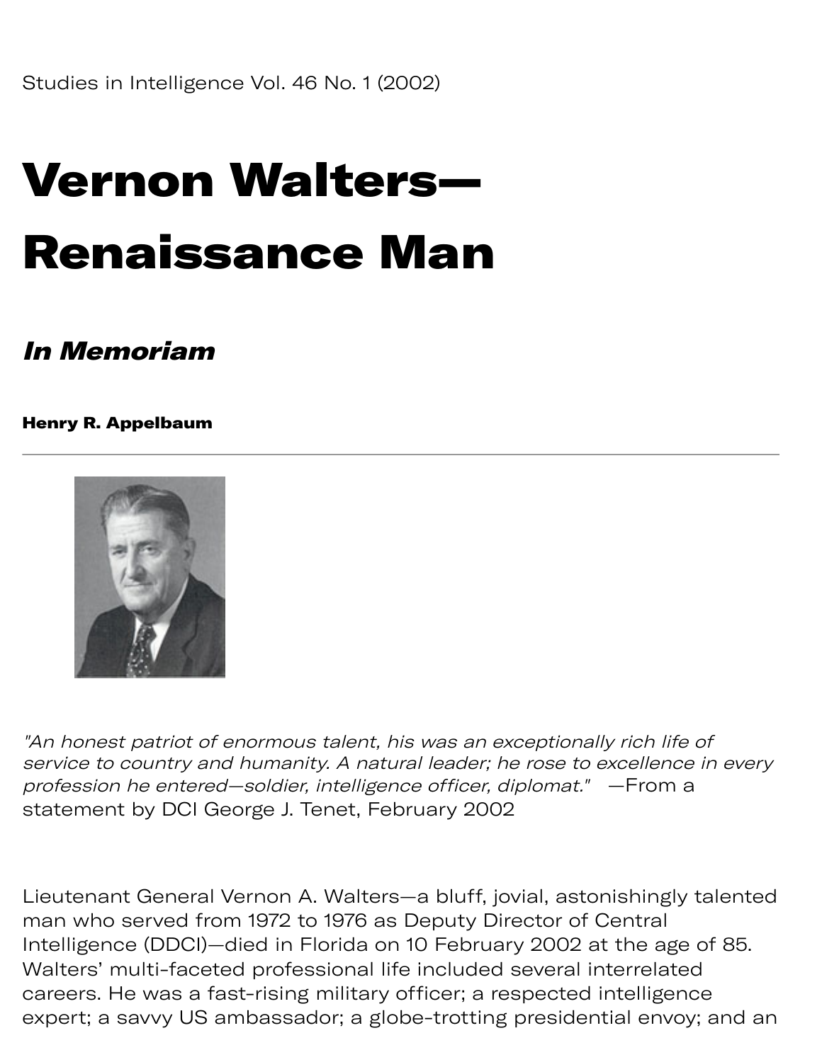Studies in Intelligence Vol. 46 No. 1 (2002)

# Vernon Walters—Renaissance Man

## *In Memoriam*

**Henry R. Appelbaum**

---

*"An honest patriot of enormous talent, his was an exceptionally rich life of service to country and humanity. A natural leader; he rose to excellence in every profession he entered—soldier, intelligence officer, diplomat."* —From a statement by DCI George J. Tenet, February 2002

Lieutenant General Vernon A. Walters—a bluff, jovial, astonishingly talented man who served from 1972 to 1976 as Deputy Director of Central Intelligence (DDCI)—died in Florida on 10 February 2002 at the age of 85. Walters' multi-faceted professional life included several interrelated careers. He was a fast-rising military officer; a respected intelligence expert; a savvy US ambassador; a globe-trotting presidential envoy; and an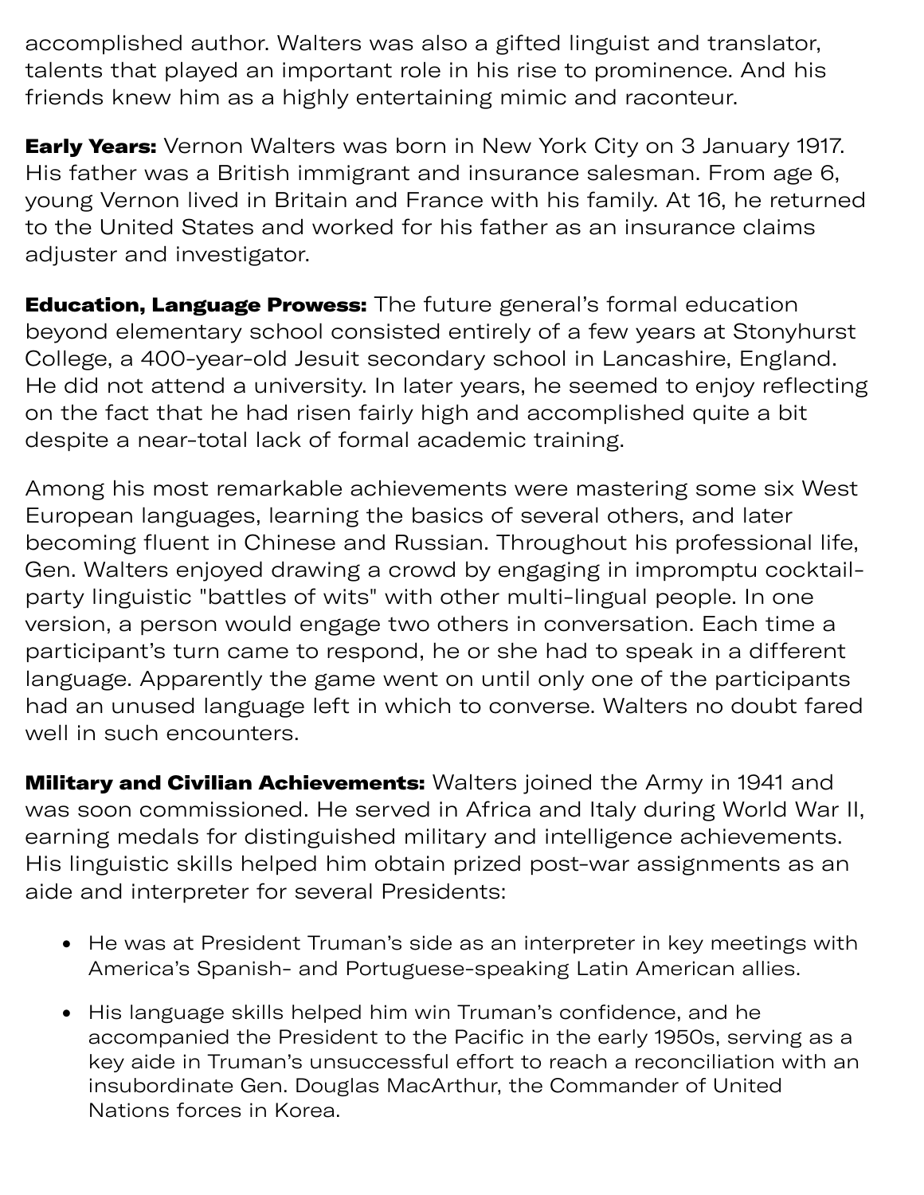accomplished author. Walters was also a gifted linguist and translator, talents that played an important role in his rise to prominence. And his friends knew him as a highly entertaining mimic and raconteur.

**Early Years:** Vernon Walters was born in New York City on 3 January 1917. His father was a British immigrant and insurance salesman. From age 6, young Vernon lived in Britain and France with his family. At 16, he returned to the United States and worked for his father as an insurance claims adjuster and investigator.

**Education, Language Prowess:** The future general's formal education beyond elementary school consisted entirely of a few years at Stonyhurst College, a 400-year-old Jesuit secondary school in Lancashire, England. He did not attend a university. In later years, he seemed to enjoy reflecting on the fact that he had risen fairly high and accomplished quite a bit despite a near-total lack of formal academic training.

Among his most remarkable achievements were mastering some six West European languages, learning the basics of several others, and later becoming fluent in Chinese and Russian. Throughout his professional life, Gen. Walters enjoyed drawing a crowd by engaging in impromptu cocktail-party linguistic "battles of wits" with other multi-lingual people. In one version, a person would engage two others in conversation. Each time a participant's turn came to respond, he or she had to speak in a different language. Apparently the game went on until only one of the participants had an unused language left in which to converse. Walters no doubt fared well in such encounters.

**Military and Civilian Achievements:** Walters joined the Army in 1941 and was soon commissioned. He served in Africa and Italy during World War II, earning medals for distinguished military and intelligence achievements. His linguistic skills helped him obtain prized post-war assignments as an aide and interpreter for several Presidents:

- He was at President Truman's side as an interpreter in key meetings with America's Spanish- and Portuguese-speaking Latin American allies.
- His language skills helped him win Truman's confidence, and he accompanied the President to the Pacific in the early 1950s, serving as a key aide in Truman's unsuccessful effort to reach a reconciliation with an insubordinate Gen. Douglas MacArthur, the Commander of United Nations forces in Korea.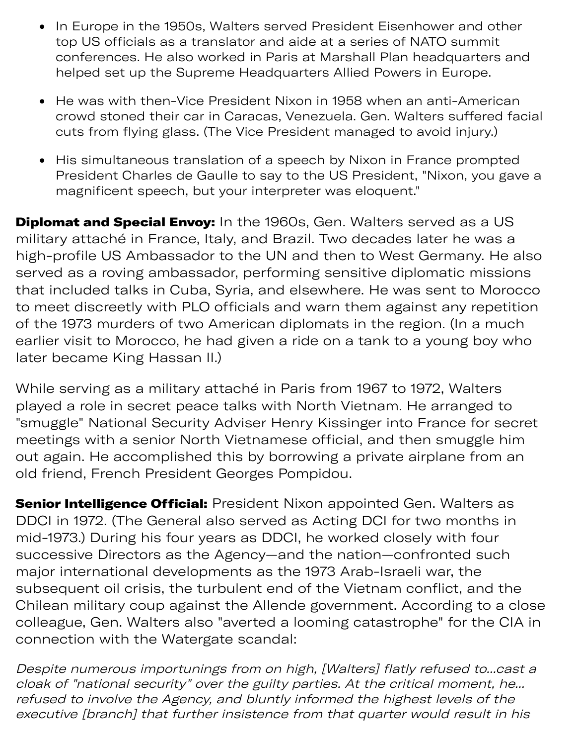- In Europe in the 1950s, Walters served President Eisenhower and other top US officials as a translator and aide at a series of NATO summit conferences. He also worked in Paris at Marshall Plan headquarters and helped set up the Supreme Headquarters Allied Powers in Europe.
- He was with then-Vice President Nixon in 1958 when an anti-American crowd stoned their car in Caracas, Venezuela. Gen. Walters suffered facial cuts from flying glass. (The Vice President managed to avoid injury.)
- His simultaneous translation of a speech by Nixon in France prompted President Charles de Gaulle to say to the US President, "Nixon, you gave a magnificent speech, but your interpreter was eloquent."

**Diplomat and Special Envoy:** In the 1960s, Gen. Walters served as a US military attaché in France, Italy, and Brazil. Two decades later he was a high-profile US Ambassador to the UN and then to West Germany. He also served as a roving ambassador, performing sensitive diplomatic missions that included talks in Cuba, Syria, and elsewhere. He was sent to Morocco to meet discreetly with PLO officials and warn them against any repetition of the 1973 murders of two American diplomats in the region. (In a much earlier visit to Morocco, he had given a ride on a tank to a young boy who later became King Hassan II.)

While serving as a military attaché in Paris from 1967 to 1972, Walters played a role in secret peace talks with North Vietnam. He arranged to "smuggle" National Security Adviser Henry Kissinger into France for secret meetings with a senior North Vietnamese official, and then smuggle him out again. He accomplished this by borrowing a private airplane from an old friend, French President Georges Pompidou.

**Senior Intelligence Official:** President Nixon appointed Gen. Walters as DDCI in 1972. (The General also served as Acting DCI for two months in mid-1973.) During his four years as DDCI, he worked closely with four successive Directors as the Agency—and the nation—confronted such major international developments as the 1973 Arab-Israeli war, the subsequent oil crisis, the turbulent end of the Vietnam conflict, and the Chilean military coup against the Allende government. According to a close colleague, Gen. Walters also "averted a looming catastrophe" for the CIA in connection with the Watergate scandal:

*Despite numerous importunings from on high, [Walters] flatly refused to...cast a cloak of "national security" over the guilty parties. At the critical moment, he... refused to involve the Agency, and bluntly informed the highest levels of the executive [branch] that further insistence from that quarter would result in his*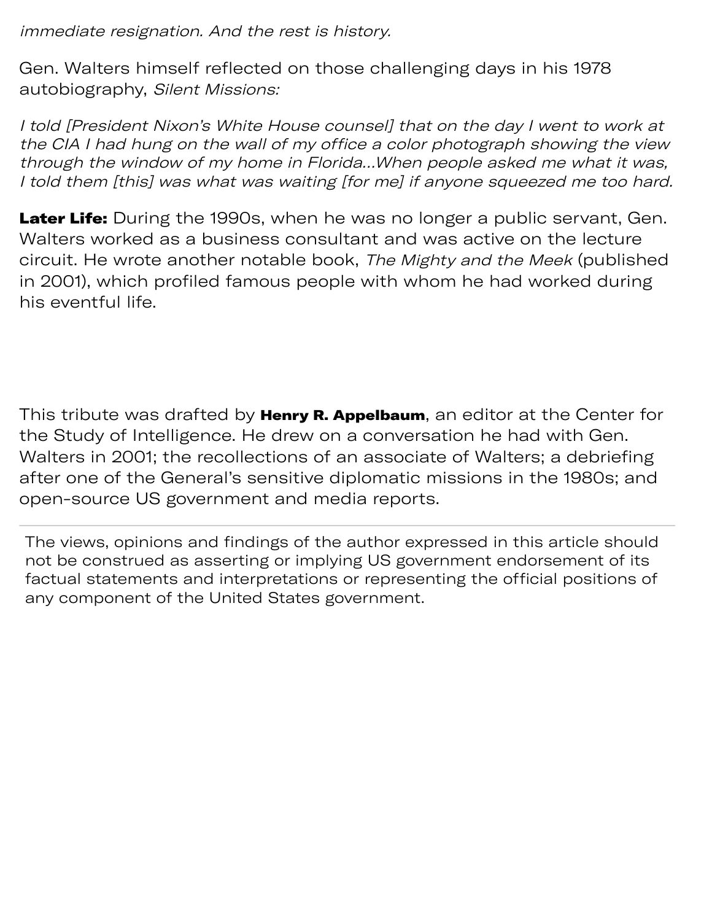*immediate resignation. And the rest is history.*

Gen. Walters himself reflected on those challenging days in his 1978 autobiography, *Silent Missions:*

*I told [President Nixon's White House counsel] that on the day I went to work at the CIA I had hung on the wall of my office a color photograph showing the view through the window of my home in Florida...When people asked me what it was, I told them [this] was what was waiting [for me] if anyone squeezed me too hard.*

**Later Life:** During the 1990s, when he was no longer a public servant, Gen. Walters worked as a business consultant and was active on the lecture circuit. He wrote another notable book, *The Mighty and the Meek* (published in 2001), which profiled famous people with whom he had worked during his eventful life.

This tribute was drafted by **Henry R. Appelbaum**, an editor at the Center for the Study of Intelligence. He drew on a conversation he had with Gen. Walters in 2001; the recollections of an associate of Walters; a debriefing after one of the General's sensitive diplomatic missions in the 1980s; and open-source US government and media reports.

---

The views, opinions and findings of the author expressed in this article should not be construed as asserting or implying US government endorsement of its factual statements and interpretations or representing the official positions of any component of the United States government.